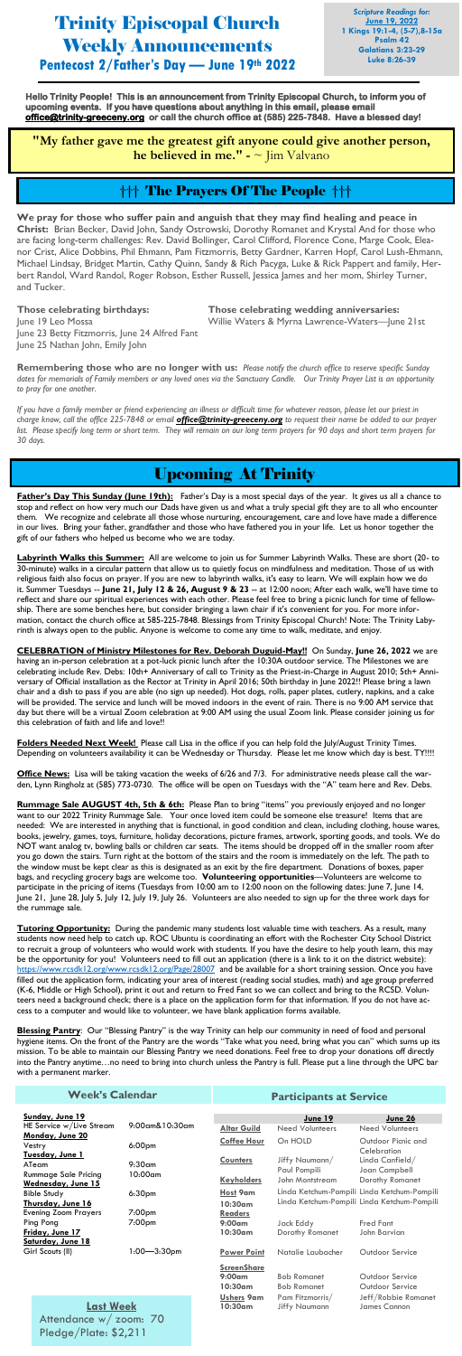# Trinity Episcopal Church Weekly Announcements

## Pentecost 2/Father's Day — June 19th 2022

*Scripture Readings for:*
*June 19, 2022*
*1 Kings 19:1-4, (5-7),8-15a*
*Psalm 42*
*Galatians 3:23-29*
*Luke 8:26-39*

**Hello Trinity People! This is an announcement from Trinity Episcopal Church, to inform you of upcoming events. If you have questions about anything in this email, please email office@trinity-greeceny.org or call the church office at (585) 225-7848. Have a blessed day!**

**"My father gave me the greatest gift anyone could give another person, he believed in me." -** ~ Jim Valvano

## ††† The Prayers Of The People †††

**We pray for those who suffer pain and anguish that they may find healing and peace in Christ:** Brian Becker, David John, Sandy Ostrowski, Dorothy Romanet and Krystal And for those who are facing long-term challenges: Rev. David Bollinger, Carol Clifford, Florence Cone, Marge Cook, Eleanor Crist, Alice Dobbins, Phil Ehmann, Pam Fitzmorris, Betty Gardner, Karren Hopf, Carol Lush-Ehmann, Michael Lindsay, Bridget Martin, Cathy Quinn, Sandy & Rich Pacyga, Luke & Rick Pappert and family, Herbert Randol, Ward Randol, Roger Robson, Esther Russell, Jessica James and her mom, Shirley Turner, and Tucker.

**Those celebrating birthdays:**
June 19 Leo Mossa
June 23 Betty Fitzmorris, June 24 Alfred Fant
June 25 Nathan John, Emily John

**Those celebrating wedding anniversaries:**
Willie Waters & Myrna Lawrence-Waters—June 21st

**Remembering those who are no longer with us:** *Please notify the church office to reserve specific Sunday dates for memorials of Family members or any loved ones via the Sanctuary Candle. Our Trinity Prayer List is an opportunity to pray for one another.*

*If you have a family member or friend experiencing an illness or difficult time for whatever reason, please let our priest in charge know, call the office 225-7848 or email* ***office@trinity-greeceny.org*** *to request their name be added to our prayer list. Please specify long term or short term. They will remain on our long term prayers for 90 days and short term prayers for 30 days.*

## Upcoming At Trinity

**Father's Day This Sunday (June 19th):** Father's Day is a most special days of the year. It gives us all a chance to stop and reflect on how very much our Dads have given us and what a truly special gift they are to all who encounter them. We recognize and celebrate all those whose nurturing, encouragement, care and love have made a difference in our lives. Bring your father, grandfather and those who have fathered you in your life. Let us honor together the gift of our fathers who helped us become who we are today.

**Labyrinth Walks this Summer:** All are welcome to join us for Summer Labyrinth Walks. These are short (20- to 30-minute) walks in a circular pattern that allow us to quietly focus on mindfulness and meditation. Those of us with religious faith also focus on prayer. If you are new to labyrinth walks, it's easy to learn. We will explain how we do it. Summer Tuesdays -- **June 21, July 12 & 26, August 9 & 23** -- at 12:00 noon; After each walk, we'll have time to reflect and share our spiritual experiences with each other. Please feel free to bring a picnic lunch for time of fellowship. There are some benches here, but consider bringing a lawn chair if it's convenient for you. For more information, contact the church office at 585-225-7848. Blessings from Trinity Episcopal Church! Note: The Trinity Labyrinth is always open to the public. Anyone is welcome to come any time to walk, meditate, and enjoy.

**CELEBRATION of Ministry Milestones for Rev. Deborah Duguid-May!!** On Sunday, **June 26, 2022** we are having an in-person celebration at a pot-luck picnic lunch after the 10:30A outdoor service. The Milestones we are celebrating include Rev. Debs: 10th+ Anniversary of call to Trinity as the Priest-in-Charge in August 2010; 5th+ Anniversary of Official installation as the Rector at Trinity in April 2016; 50th birthday in June 2022!! Please bring a lawn chair and a dish to pass if you are able (no sign up needed). Hot dogs, rolls, paper plates, cutlery, napkins, and a cake will be provided. The service and lunch will be moved indoors in the event of rain. There is no 9:00 AM service that day but there will be a virtual Zoom celebration at 9:00 AM using the usual Zoom link. Please consider joining us for this celebration of faith and life and love!!

**Folders Needed Next Week!** Please call Lisa in the office if you can help fold the July/August Trinity Times. Depending on volunteers availability it can be Wednesday or Thursday. Please let me know which day is best. TY!!!!

**Office News:** Lisa will be taking vacation the weeks of 6/26 and 7/3. For administrative needs please call the warden, Lynn Ringholz at (585) 773-0730. The office will be open on Tuesdays with the "A" team here and Rev. Debs.

**Rummage Sale AUGUST 4th, 5th & 6th:** Please Plan to bring "items" you previously enjoyed and no longer want to our 2022 Trinity Rummage Sale. Your once loved item could be someone else treasure! Items that are needed: We are interested in anything that is functional, in good condition and clean, including clothing, house wares, books, jewelry, games, toys, furniture, holiday decorations, picture frames, artwork, sporting goods, and tools. We do NOT want analog tv, bowling balls or children car seats. The items should be dropped off in the smaller room after you go down the stairs. Turn right at the bottom of the stairs and the room is immediately on the left. The path to the window must be kept clear as this is designated as an exit by the fire department. Donations of boxes, paper bags, and recycling grocery bags are welcome too. **Volunteering opportunities**—Volunteers are welcome to participate in the pricing of items (Tuesdays from 10:00 am to 12:00 noon on the following dates: June 7, June 14, June 21, June 28, July 5, July 12, July 19, July 26. Volunteers are also needed to sign up for the three work days for the rummage sale.

**Tutoring Opportunity:** During the pandemic many students lost valuable time with teachers. As a result, many students now need help to catch up. ROC Ubuntu is coordinating an effort with the Rochester City School District to recruit a group of volunteers who would work with students. If you have the desire to help youth learn, this may be the opportunity for you! Volunteers need to fill out an application (there is a link to it on the district website): https://www.rcsdk12.org/www.rcsdk12.org/Page/28007 and be available for a short training session. Once you have filled out the application form, indicating your area of interest (reading social studies, math) and age group preferred (K-6, Middle or High School), print it out and return to Fred Fant so we can collect and bring to the RCSD. Volunteers need a background check; there is a place on the application form for that information. If you do not have access to a computer and would like to volunteer, we have blank application forms available.

**Blessing Pantry**: Our "Blessing Pantry" is the way Trinity can help our community in need of food and personal hygiene items. On the front of the Pantry are the words "Take what you need, bring what you can" which sums up its mission. To be able to maintain our Blessing Pantry we need donations. Feel free to drop your donations off directly into the Pantry anytime…no need to bring into church unless the Pantry is full. Please put a line through the UPC bar with a permanent marker.

## Week's Calendar

**Sunday, June 19**
HE Service w/Live Stream — 9:00am&10:30am

**Monday, June 20**
Vestry — 6:00pm

**Tuesday, June 1**
ATeam — 9:30am
Rummage Sale Pricing — 10:00am

**Wednesday, June 15**
Bible Study — 6:30pm

**Thursday, June 16**
Evening Zoom Prayers — 7:00pm
Ping Pong — 7:00pm

**Friday, June 17**

**Saturday, June 18**
Girl Scouts (II) — 1:00—3:30pm

**Last Week**
Attendance w/ zoom: 70
Pledge/Plate: $2,211

## Participants at Service

| | June 19 | June 26 |
|---|---|---|
| **Altar Guild** | Need Volunteers | Need Volunteers |
| **Coffee Hour** | On HOLD | Outdoor Picnic and Celebration |
| **Counters** | Jiffy Naumann/ Paul Pompili | Linda Canfield/ Joan Campbell |
| **Keyholders** | John Montstream | Dorothy Romanet |
| **Host 9am** | Linda Ketchum-Pompili | Linda Ketchum-Pompili |
| **10:30am** | Linda Ketchum-Pompili | Linda Ketchum-Pompili |
| **Readers** | | |
| **9:00am** | Jack Eddy | Fred Fant |
| **10:30am** | Dorothy Romanet | John Barvian |
| **Power Point** | Natalie Laubacher | Outdoor Service |
| **ScreenShare** | | |
| **9:00am** | Bob Romanet | Outdoor Service |
| **10:30am** | Bob Romanet | Outdoor Service |
| **Ushers 9am** | Pam Fitzmorris/ | Jeff/Robbie Romanet |
| **10:30am** | Jiffy Naumann | James Cannon |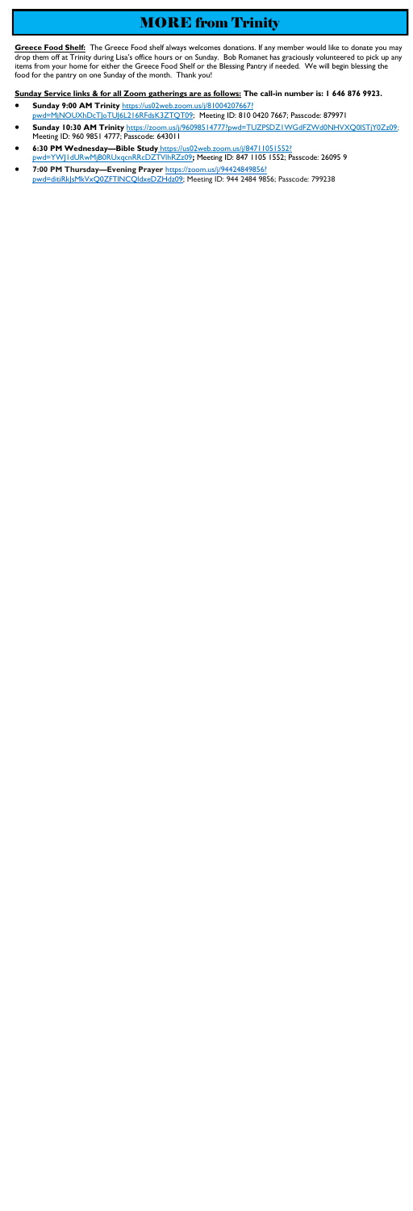# MORE from Trinity

**Greece Food Shelf:** The Greece Food shelf always welcomes donations. If any member would like to donate you may drop them off at Trinity during Lisa's office hours or on Sunday. Bob Romanet has graciously volunteered to pick up any items from your home for either the Greece Food Shelf or the Blessing Pantry if needed. We will begin blessing the food for the pantry on one Sunday of the month. Thank you!

**Sunday Service links & for all Zoom gatherings are as follows: The call-in number is: 1 646 876 9923.**

- **Sunday 9:00 AM Trinity** https://us02web.zoom.us/j/81004207667?pwd=MjNOUXhDcTJoTUJ6L216RFdsK3ZTQT09; Meeting ID: 810 0420 7667; Passcode: 879971
- **Sunday 10:30 AM Trinity** https://zoom.us/j/96098514777?pwd=TUZPSDZ1WGdFZWd0NHVXQ0lSTjY0Zz09; Meeting ID: 960 9851 4777; Passcode: 643011
- **6:30 PM Wednesday—Bible Study** https://us02web.zoom.us/j/84711051552?pwd=YWJ1dURwMjB0RUxqcnRRcDZTVlhRZz09; Meeting ID: 847 1105 1552; Passcode: 26095 9
- **7:00 PM Thursday—Evening Prayer** https://zoom.us/j/94424849856?pwd=ditiRkJsMkVxQ0ZFTlNCQldxeDZHdz09; Meeting ID: 944 2484 9856; Passcode: 799238